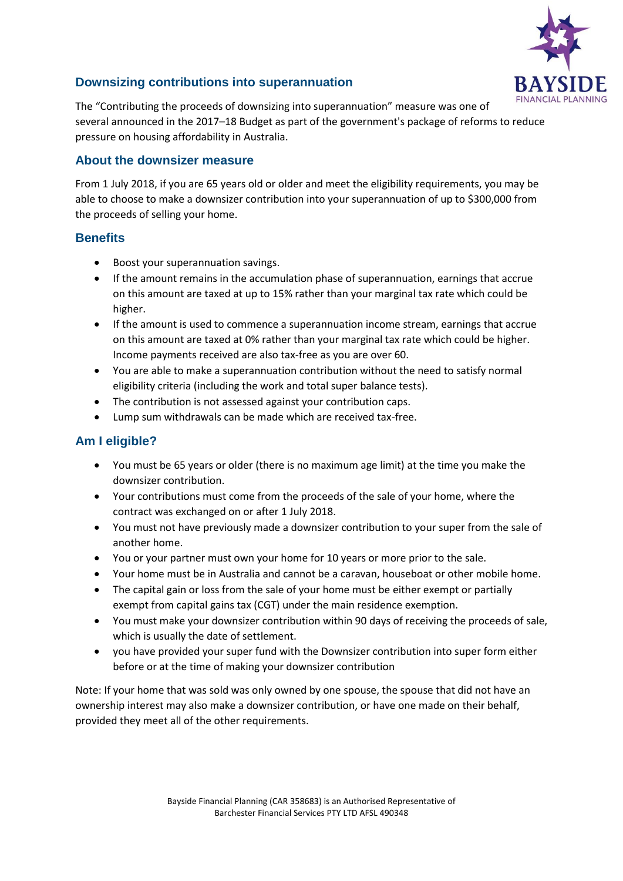## Downsizing contributions into superannuation

The "Contributing the proceeds of downsizing into superannuation" measure was one of several announced in the 2017–18 Budget as part of the government's package of reforms to reduce pressure on housing affordability in Australia.

## About the downsizer measure

From 1 July 2018, if you are 65 years old or older and meet the eligibility requirements, you may be able to choose to make a downsizer contribution into your superannuation of up to $300,000 from the proceeds of selling your home.

## Benefits

- Boost your superannuation savings.
- If the amount remains in the accumulation phase of superannuation, earnings that accrue on this amount are taxed at up to 15% rather than your marginal tax rate which could be higher.
- If the amount is used to commence a superannuation income stream, earnings that accrue on this amount are taxed at 0% rather than your marginal tax rate which could be higher. Income payments received are also tax-free as you are over 60.
- You are able to make a superannuation contribution without the need to satisfy normal eligibility criteria (including the work and total super balance tests).
- The contribution is not assessed against your contribution caps.
- Lump sum withdrawals can be made which are received tax-free.

## Am I eligible?

- You must be 65 years or older (there is no maximum age limit) at the time you make the downsizer contribution.
- Your contributions must come from the proceeds of the sale of your home, where the contract was exchanged on or after 1 July 2018.
- You must not have previously made a downsizer contribution to your super from the sale of another home.
- You or your partner must own your home for 10 years or more prior to the sale.
- Your home must be in Australia and cannot be a caravan, houseboat or other mobile home.
- The capital gain or loss from the sale of your home must be either exempt or partially exempt from capital gains tax (CGT) under the main residence exemption.
- You must make your downsizer contribution within 90 days of receiving the proceeds of sale, which is usually the date of settlement.
- you have provided your super fund with the Downsizer contribution into super form either before or at the time of making your downsizer contribution

Note: If your home that was sold was only owned by one spouse, the spouse that did not have an ownership interest may also make a downsizer contribution, or have one made on their behalf, provided they meet all of the other requirements.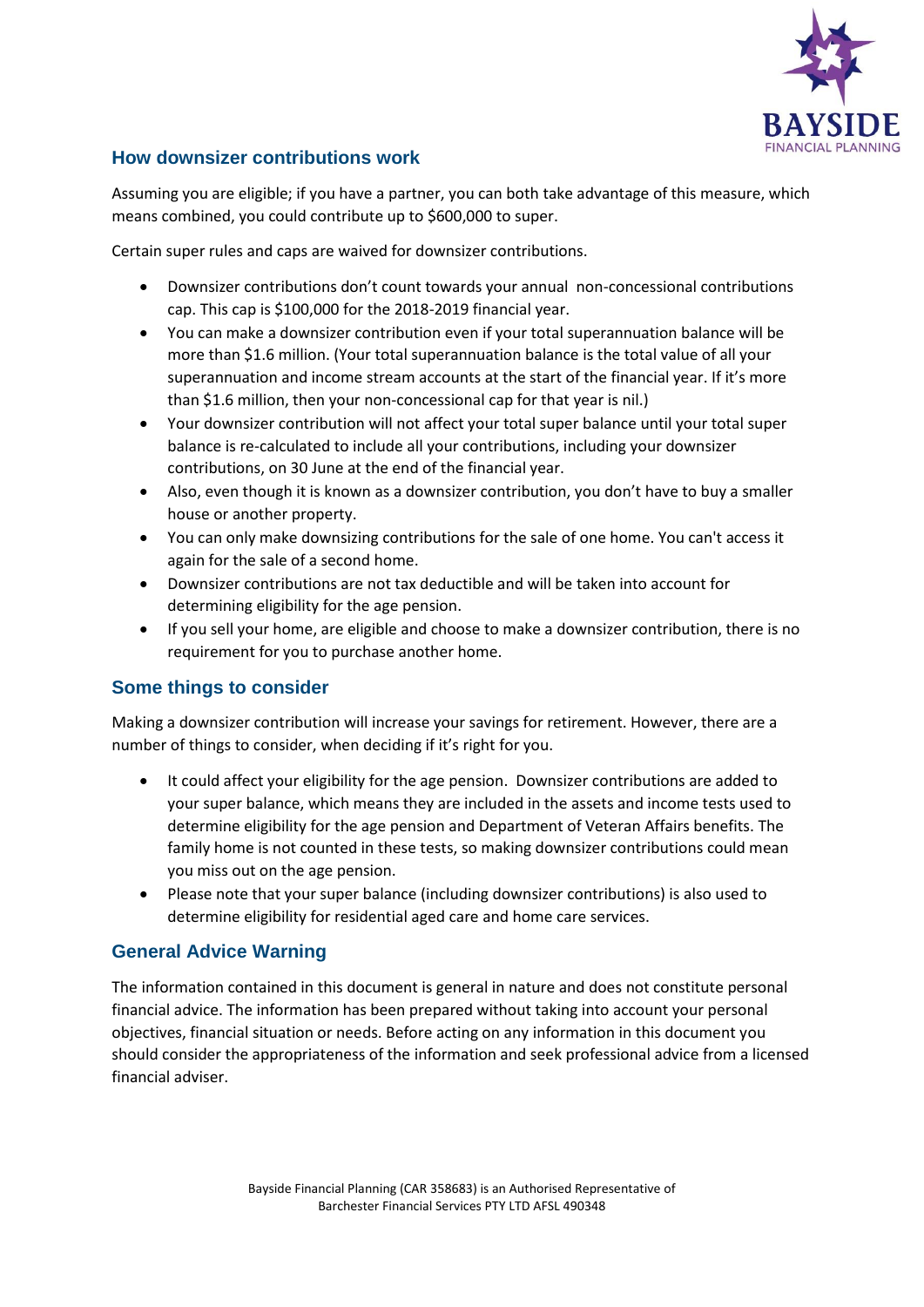## How downsizer contributions work

Assuming you are eligible; if you have a partner, you can both take advantage of this measure, which means combined, you could contribute up to $600,000 to super.

Certain super rules and caps are waived for downsizer contributions.

- Downsizer contributions don't count towards your annual non-concessional contributions cap. This cap is $100,000 for the 2018-2019 financial year.
- You can make a downsizer contribution even if your total superannuation balance will be more than $1.6 million. (Your total superannuation balance is the total value of all your superannuation and income stream accounts at the start of the financial year. If it's more than $1.6 million, then your non-concessional cap for that year is nil.)
- Your downsizer contribution will not affect your total super balance until your total super balance is re-calculated to include all your contributions, including your downsizer contributions, on 30 June at the end of the financial year.
- Also, even though it is known as a downsizer contribution, you don't have to buy a smaller house or another property.
- You can only make downsizing contributions for the sale of one home. You can't access it again for the sale of a second home.
- Downsizer contributions are not tax deductible and will be taken into account for determining eligibility for the age pension.
- If you sell your home, are eligible and choose to make a downsizer contribution, there is no requirement for you to purchase another home.

## Some things to consider

Making a downsizer contribution will increase your savings for retirement. However, there are a number of things to consider, when deciding if it's right for you.

- It could affect your eligibility for the age pension. Downsizer contributions are added to your super balance, which means they are included in the assets and income tests used to determine eligibility for the age pension and Department of Veteran Affairs benefits. The family home is not counted in these tests, so making downsizer contributions could mean you miss out on the age pension.
- Please note that your super balance (including downsizer contributions) is also used to determine eligibility for residential aged care and home care services.

## General Advice Warning

The information contained in this document is general in nature and does not constitute personal financial advice. The information has been prepared without taking into account your personal objectives, financial situation or needs. Before acting on any information in this document you should consider the appropriateness of the information and seek professional advice from a licensed financial adviser.